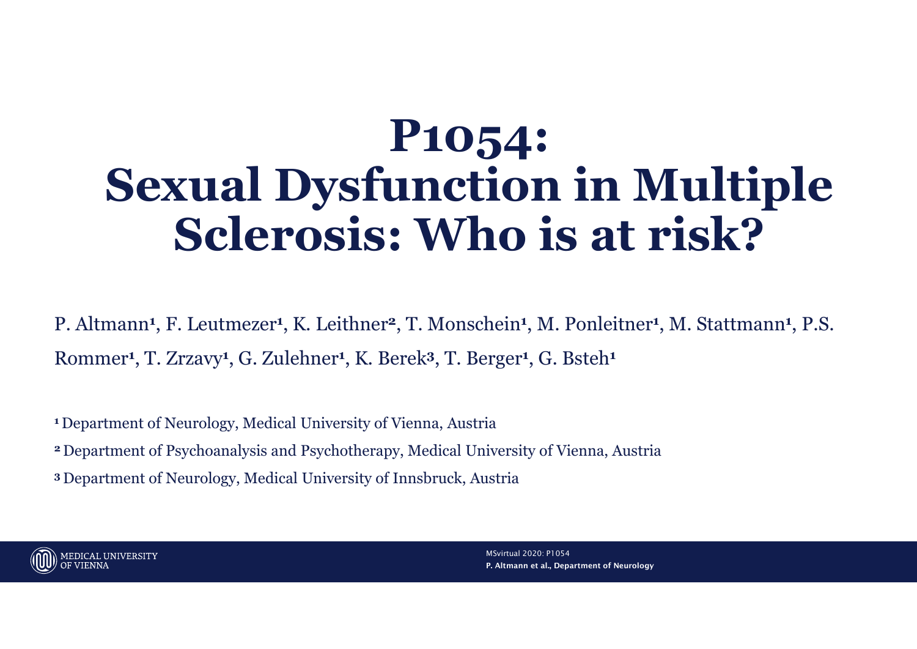# P1054: Sexual Dysfunction in Multiple Sclerosis: Who is at risk?

P. Altmann[1], F. Leutmezer[1], K. Leithner[2], T. Monschein[1], M. Ponleitner[1], M. Stattmann[1], P.S. Rommer[1], T. Zrzavy[1], G. Zulehner[1], K. Berek[3], T. Berger[1], G. Bsteh[1]

[1] Department of Neurology, Medical University of Vienna, Austria

[2] Department of Psychoanalysis and Psychotherapy, Medical University of Vienna, Austria

[3] Department of Neurology, Medical University of Innsbruck, Austria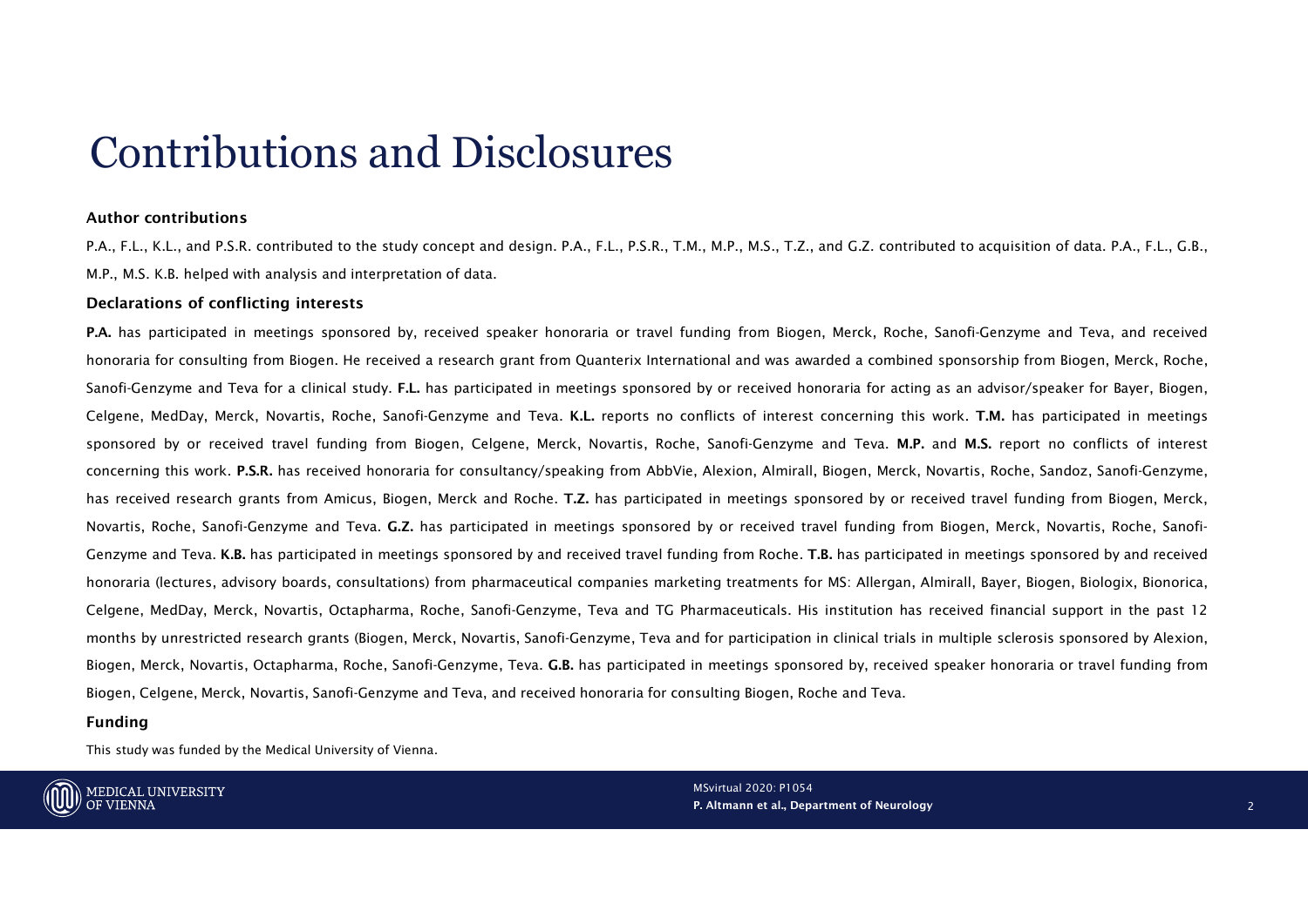# Contributions and Disclosures

### Author contributions

P.A., F.L., K.L., and P.S.R. contributed to the study concept and design. P.A., F.L., P.S.R., T.M., M.P., M.S., T.Z., and G.Z. contributed to acquisition of data. P.A., F.L., G.B., M.P., M.S. K.B. helped with analysis and interpretation of data.

### Declarations of conflicting interests

**P.A.** has participated in meetings sponsored by, received speaker honoraria or travel funding from Biogen, Merck, Roche, Sanofi-Genzyme and Teva, and received honoraria for consulting from Biogen. He received a research grant from Quanterix International and was awarded a combined sponsorship from Biogen, Merck, Roche, Sanofi-Genzyme and Teva for a clinical study. **F.L.** has participated in meetings sponsored by or received honoraria for acting as an advisor/speaker for Bayer, Biogen, Celgene, MedDay, Merck, Novartis, Roche, Sanofi-Genzyme and Teva. **K.L.** reports no conflicts of interest concerning this work. **T.M.** has participated in meetings sponsored by or received travel funding from Biogen, Celgene, Merck, Novartis, Roche, Sanofi-Genzyme and Teva. **M.P.** and **M.S.** report no conflicts of interest concerning this work. **P.S.R.** has received honoraria for consultancy/speaking from AbbVie, Alexion, Almirall, Biogen, Merck, Novartis, Roche, Sandoz, Sanofi-Genzyme, has received research grants from Amicus, Biogen, Merck and Roche. **T.Z.** has participated in meetings sponsored by or received travel funding from Biogen, Merck, Novartis, Roche, Sanofi-Genzyme and Teva. **G.Z.** has participated in meetings sponsored by or received travel funding from Biogen, Merck, Novartis, Roche, Sanofi-Genzyme and Teva. **K.B.** has participated in meetings sponsored by and received travel funding from Roche. **T.B.** has participated in meetings sponsored by and received honoraria (lectures, advisory boards, consultations) from pharmaceutical companies marketing treatments for MS: Allergan, Almirall, Bayer, Biogen, Biologix, Bionorica, Celgene, MedDay, Merck, Novartis, Octapharma, Roche, Sanofi-Genzyme, Teva and TG Pharmaceuticals. His institution has received financial support in the past 12 months by unrestricted research grants (Biogen, Merck, Novartis, Sanofi-Genzyme, Teva and for participation in clinical trials in multiple sclerosis sponsored by Alexion, Biogen, Merck, Novartis, Octapharma, Roche, Sanofi-Genzyme, Teva. **G.B.** has participated in meetings sponsored by, received speaker honoraria or travel funding from Biogen, Celgene, Merck, Novartis, Sanofi-Genzyme and Teva, and received honoraria for consulting Biogen, Roche and Teva.

### Funding

This study was funded by the Medical University of Vienna.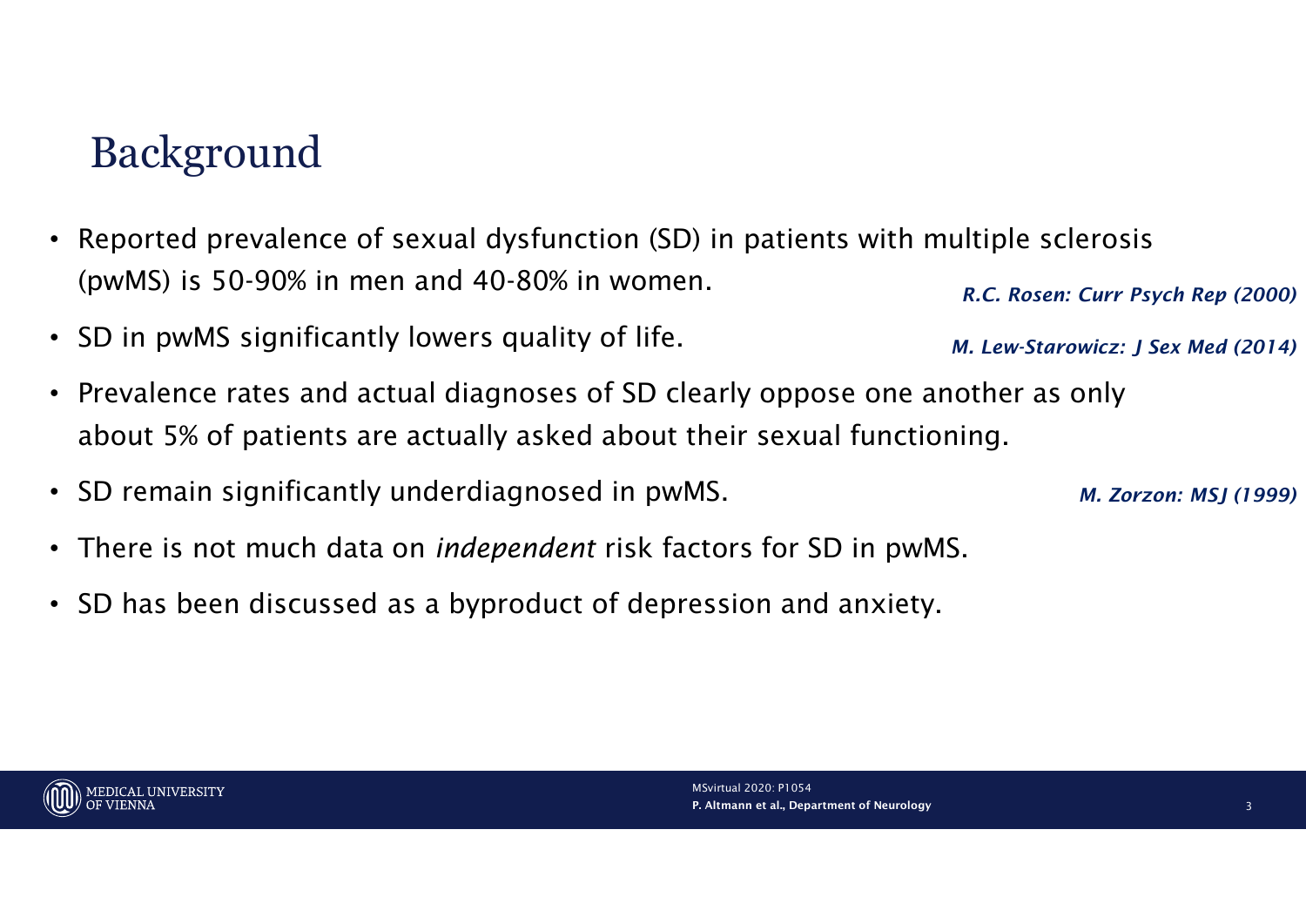# Background

- Reported prevalence of sexual dysfunction (SD) in patients with multiple sclerosis (pwMS) is 50-90% in men and 40-80% in women. ***R.C. Rosen: Curr Psych Rep (2000)***
- SD in pwMS significantly lowers quality of life. ***M. Lew-Starowicz: J Sex Med (2014)***
- Prevalence rates and actual diagnoses of SD clearly oppose one another as only about 5% of patients are actually asked about their sexual functioning.
- SD remain significantly underdiagnosed in pwMS. ***M. Zorzon: MSJ (1999)***
- There is not much data on *independent* risk factors for SD in pwMS.
- SD has been discussed as a byproduct of depression and anxiety.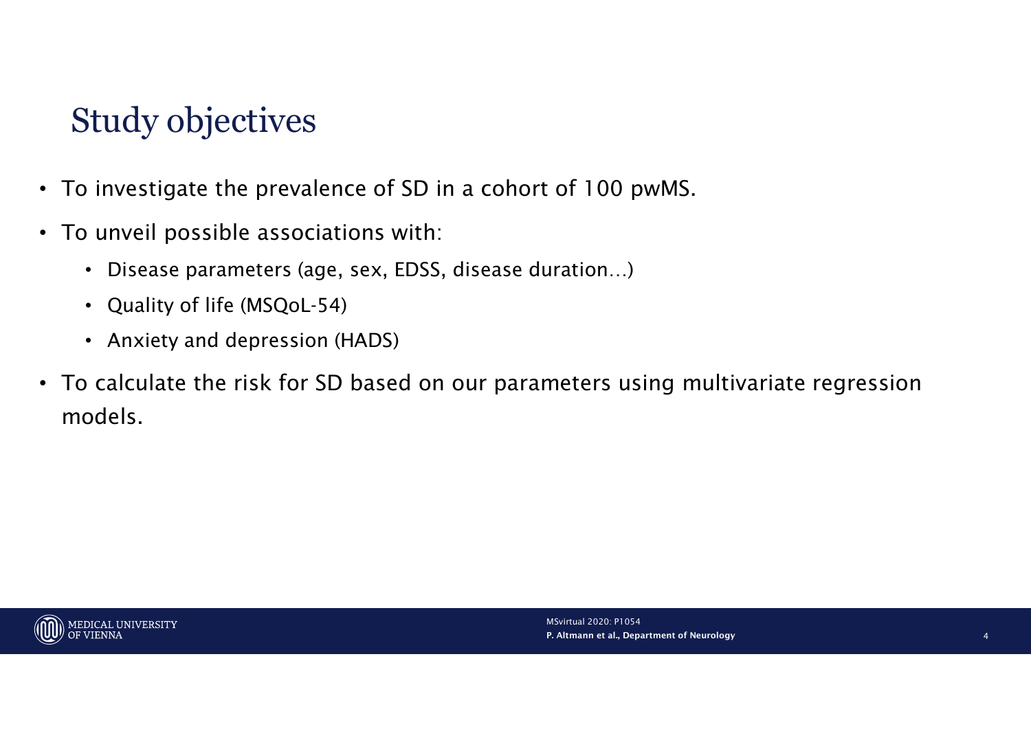# Study objectives

- To investigate the prevalence of SD in a cohort of 100 pwMS.
- To unveil possible associations with:
  - Disease parameters (age, sex, EDSS, disease duration…)
  - Quality of life (MSQoL-54)
  - Anxiety and depression (HADS)
- To calculate the risk for SD based on our parameters using multivariate regression models.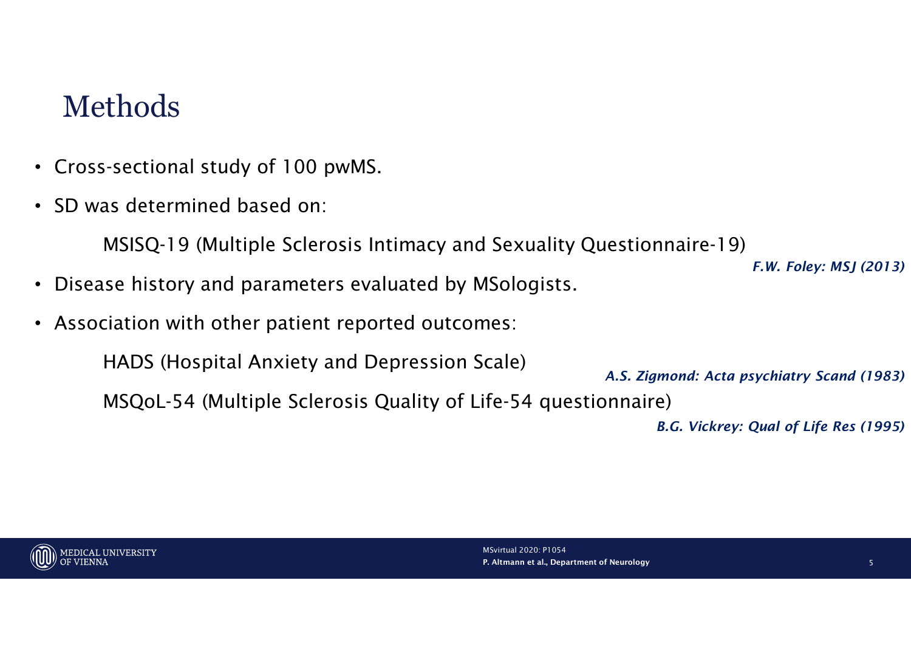# Methods

- Cross-sectional study of 100 pwMS.
- SD was determined based on:

  MSISQ-19 (Multiple Sclerosis Intimacy and Sexuality Questionnaire-19)

  *F.W. Foley: MSJ (2013)*

- Disease history and parameters evaluated by MSologists.
- Association with other patient reported outcomes:

  HADS (Hospital Anxiety and Depression Scale)

  *A.S. Zigmond: Acta psychiatry Scand (1983)*

  MSQoL-54 (Multiple Sclerosis Quality of Life-54 questionnaire)

  *B.G. Vickrey: Qual of Life Res (1995)*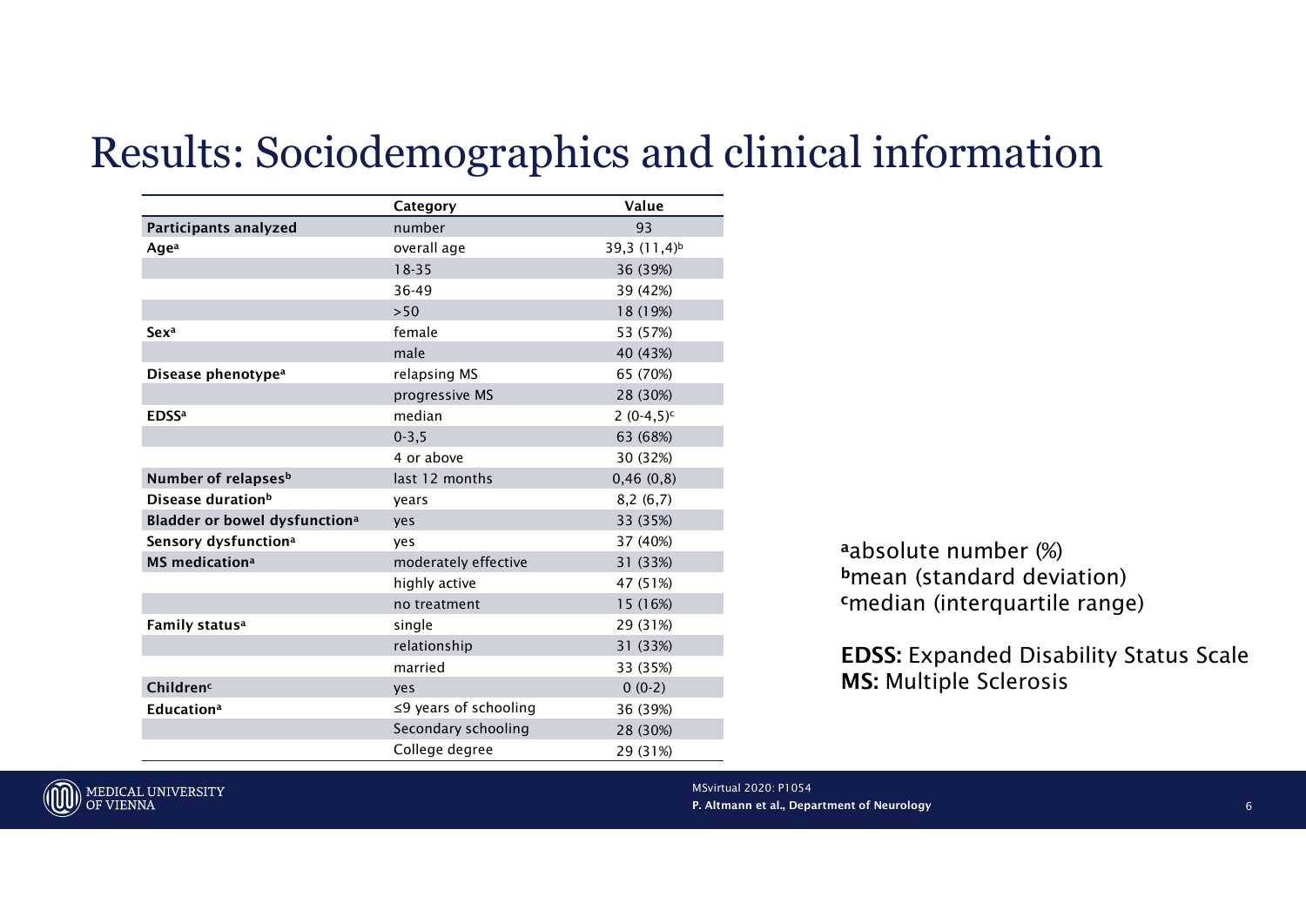# Results: Sociodemographics and clinical information

| | Category | Value |
|---|---|---|
| **Participants analyzed** | number | 93 |
| **Age**[a] | overall age | 39,3 (11,4)[b] |
| | 18-35 | 36 (39%) |
| | 36-49 | 39 (42%) |
| | >50 | 18 (19%) |
| **Sex**[a] | female | 53 (57%) |
| | male | 40 (43%) |
| **Disease phenotype**[a] | relapsing MS | 65 (70%) |
| | progressive MS | 28 (30%) |
| **EDSS**[a] | median | 2 (0-4,5)[c] |
| | 0-3,5 | 63 (68%) |
| | 4 or above | 30 (32%) |
| **Number of relapses**[b] | last 12 months | 0,46 (0,8) |
| **Disease duration**[b] | years | 8,2 (6,7) |
| **Bladder or bowel dysfunction**[a] | yes | 33 (35%) |
| **Sensory dysfunction**[a] | yes | 37 (40%) |
| **MS medication**[a] | moderately effective | 31 (33%) |
| | highly active | 47 (51%) |
| | no treatment | 15 (16%) |
| **Family status**[a] | single | 29 (31%) |
| | relationship | 31 (33%) |
| | married | 33 (35%) |
| **Children**[c] | yes | 0 (0-2) |
| **Education**[a] | ≤9 years of schooling | 36 (39%) |
| | Secondary schooling | 28 (30%) |
| | College degree | 29 (31%) |

[a]absolute number (%)
[b]mean (standard deviation)
[c]median (interquartile range)

**EDSS:** Expanded Disability Status Scale
**MS:** Multiple Sclerosis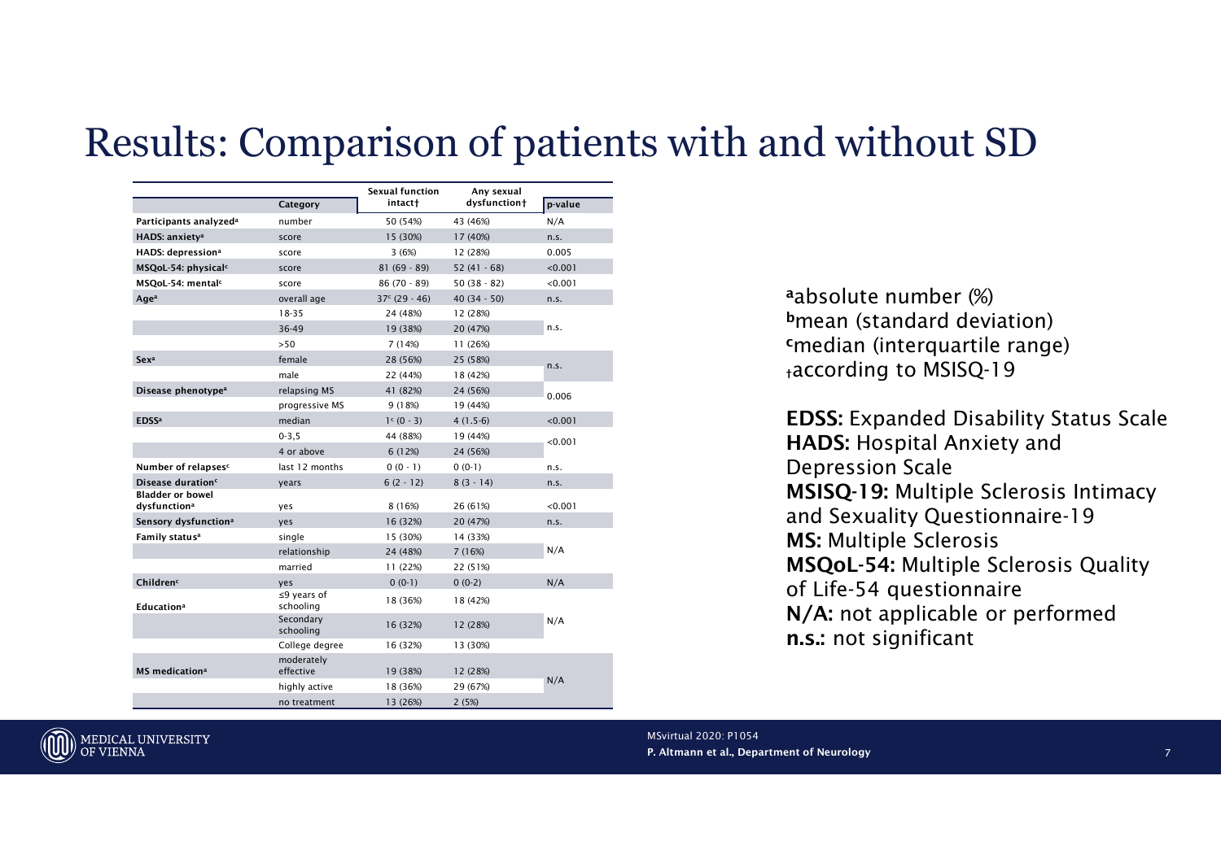# Results: Comparison of patients with and without SD

| | Category | Sexual function intact† | Any sexual dysfunction† | p-value |
|---|---|---|---|---|
| Participants analyzed[a] | number | 50 (54%) | 43 (46%) | N/A |
| HADS: anxiety[a] | score | 15 (30%) | 17 (40%) | n.s. |
| HADS: depression[a] | score | 3 (6%) | 12 (28%) | 0.005 |
| MSQoL-54: physical[c] | score | 81 (69 - 89) | 52 (41 - 68) | <0.001 |
| MSQoL-54: mental[c] | score | 86 (70 - 89) | 50 (38 - 82) | <0.001 |
| Age[a] | overall age | 37[c] (29 - 46) | 40 (34 - 50) | n.s. |
| | 18-35 | 24 (48%) | 12 (28%) | n.s. |
| | 36-49 | 19 (38%) | 20 (47%) | |
| | >50 | 7 (14%) | 11 (26%) | |
| Sex[a] | female | 28 (56%) | 25 (58%) | n.s. |
| | male | 22 (44%) | 18 (42%) | |
| Disease phenotype[a] | relapsing MS | 41 (82%) | 24 (56%) | 0.006 |
| | progressive MS | 9 (18%) | 19 (44%) | |
| EDSS[a] | median | 1[c] (0 - 3) | 4 (1.5-6) | <0.001 |
| | 0-3,5 | 44 (88%) | 19 (44%) | <0.001 |
| | 4 or above | 6 (12%) | 24 (56%) | |
| Number of relapses[c] | last 12 months | 0 (0 - 1) | 0 (0-1) | n.s. |
| Disease duration[c] | years | 6 (2 - 12) | 8 (3 - 14) | n.s. |
| Bladder or bowel dysfunction[a] | yes | 8 (16%) | 26 (61%) | <0.001 |
| Sensory dysfunction[a] | yes | 16 (32%) | 20 (47%) | n.s. |
| Family status[a] | single | 15 (30%) | 14 (33%) | N/A |
| | relationship | 24 (48%) | 7 (16%) | |
| | married | 11 (22%) | 22 (51%) | |
| Children[c] | yes | 0 (0-1) | 0 (0-2) | N/A |
| Education[a] | ≤9 years of schooling | 18 (36%) | 18 (42%) | N/A |
| | Secondary schooling | 16 (32%) | 12 (28%) | |
| | College degree | 16 (32%) | 13 (30%) | |
| MS medication[a] | moderately effective | 19 (38%) | 12 (28%) | N/A |
| | highly active | 18 (36%) | 29 (67%) | |
| | no treatment | 13 (26%) | 2 (5%) | |

[a]absolute number (%)
[b]mean (standard deviation)
[c]median (interquartile range)
†according to MSISQ-19

**EDSS:** Expanded Disability Status Scale
**HADS:** Hospital Anxiety and Depression Scale
**MSISQ-19:** Multiple Sclerosis Intimacy and Sexuality Questionnaire-19
**MS:** Multiple Sclerosis
**MSQoL-54:** Multiple Sclerosis Quality of Life-54 questionnaire
**N/A:** not applicable or performed
**n.s.:** not significant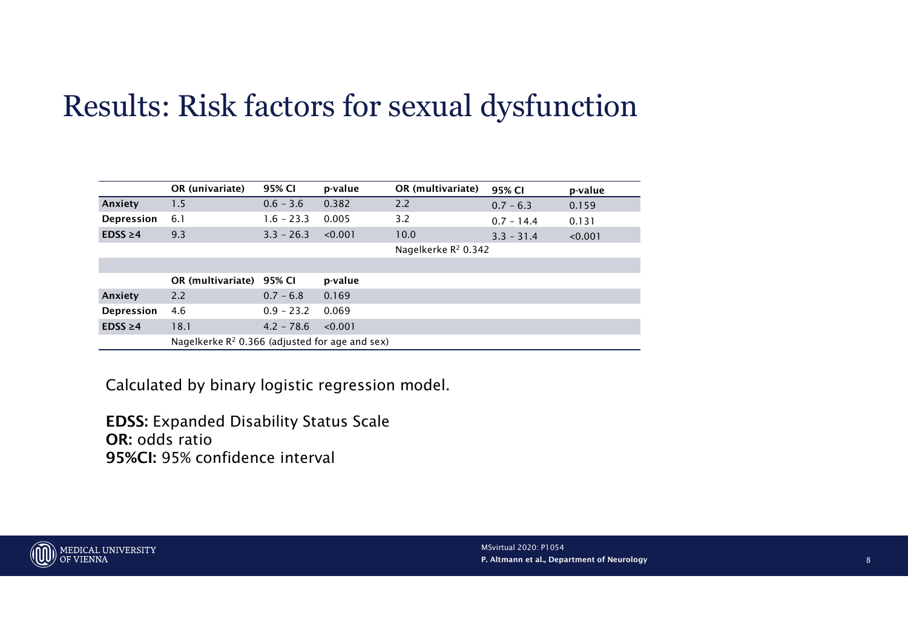# Results: Risk factors for sexual dysfunction

| | OR (univariate) | 95% CI | p-value | OR (multivariate) | 95% CI | p-value |
|---|---|---|---|---|---|---|
| **Anxiety** | 1.5 | 0.6 – 3.6 | 0.382 | 2.2 | 0.7 – 6.3 | 0.159 |
| **Depression** | 6.1 | 1.6 – 23.3 | 0.005 | 3.2 | 0.7 – 14.4 | 0.131 |
| **EDSS ≥4** | 9.3 | 3.3 – 26.3 | <0.001 | 10.0 | 3.3 – 31.4 | <0.001 |
| | | | | Nagelkerke $R^2$ 0.342 | | |

| | OR (multivariate) | 95% CI | p-value |
|---|---|---|---|
| **Anxiety** | 2.2 | 0.7 – 6.8 | 0.169 |
| **Depression** | 4.6 | 0.9 – 23.2 | 0.069 |
| **EDSS ≥4** | 18.1 | 4.2 – 78.6 | <0.001 |
| | Nagelkerke $R^2$ 0.366 (adjusted for age and sex) | | |

Calculated by binary logistic regression model.

**EDSS:** Expanded Disability Status Scale
**OR:** odds ratio
**95%CI:** 95% confidence interval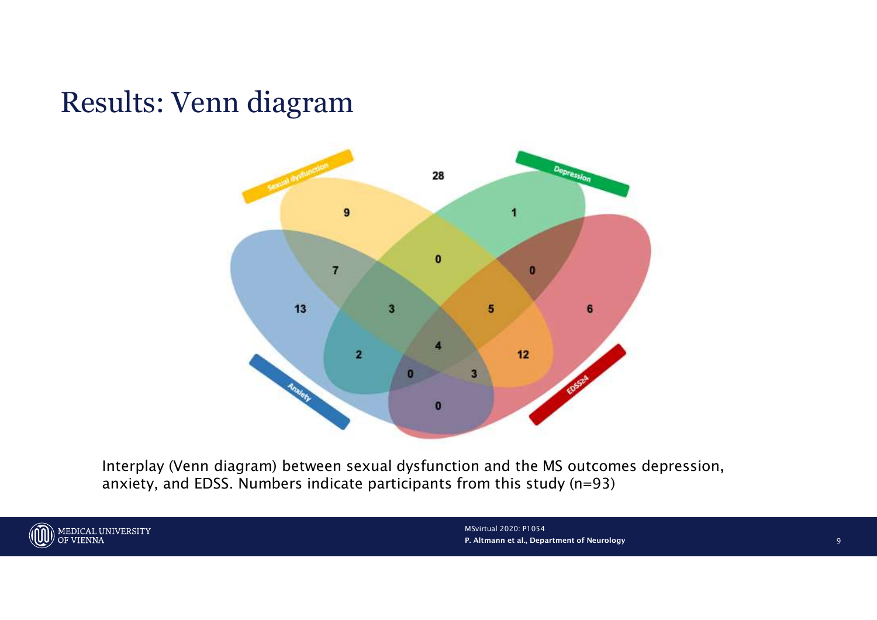# Results: Venn diagram

Interplay (Venn diagram) between sexual dysfunction and the MS outcomes depression, anxiety, and EDSS. Numbers indicate participants from this study (n=93)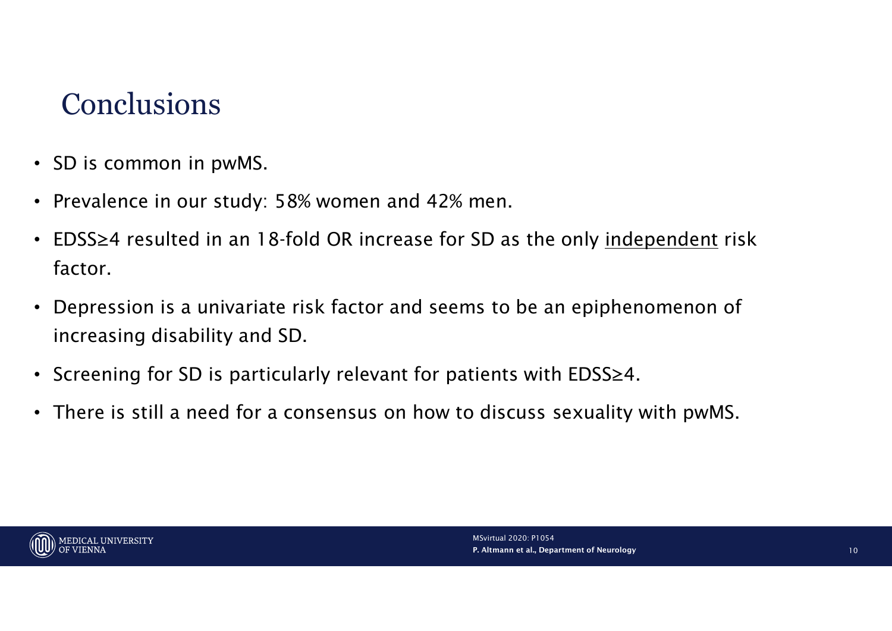# Conclusions

- SD is common in pwMS.
- Prevalence in our study: 58% women and 42% men.
- EDSS≥4 resulted in an 18-fold OR increase for SD as the only <u>independent</u> risk factor.
- Depression is a univariate risk factor and seems to be an epiphenomenon of increasing disability and SD.
- Screening for SD is particularly relevant for patients with EDSS≥4.
- There is still a need for a consensus on how to discuss sexuality with pwMS.